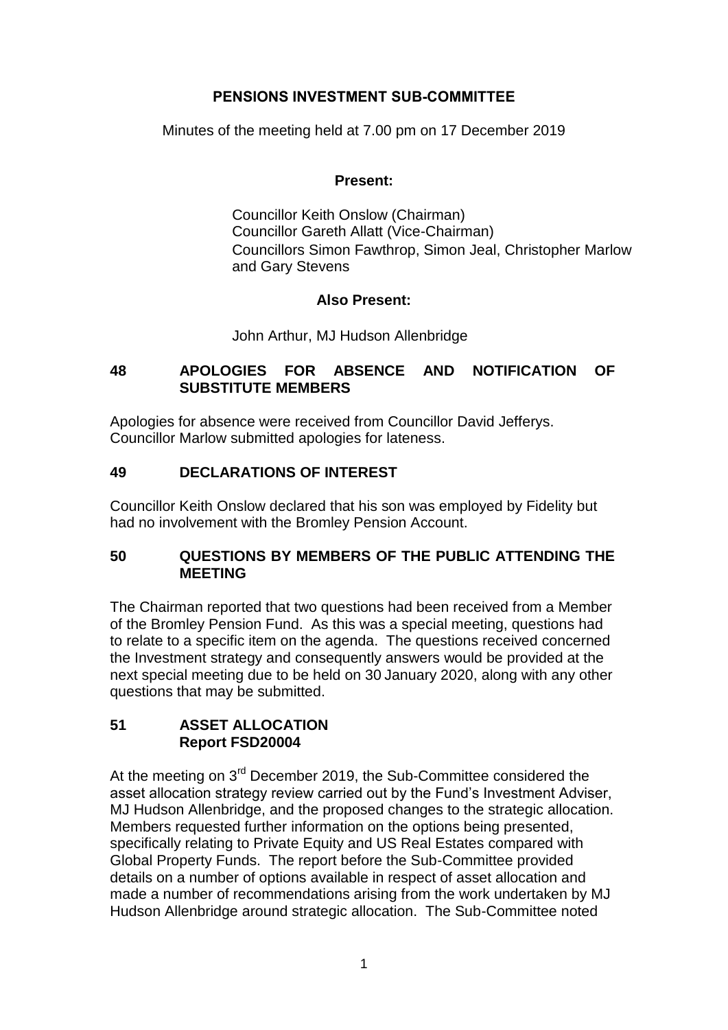# PENSIONS INVESTMENT SUB-COMMITTEE

Minutes of the meeting held at 7.00 pm on 17 December 2019

**Present:**

Councillor Keith Onslow (Chairman)
Councillor Gareth Allatt (Vice-Chairman)
Councillors Simon Fawthrop, Simon Jeal, Christopher Marlow and Gary Stevens

**Also Present:**

John Arthur, MJ Hudson Allenbridge

## 48 APOLOGIES FOR ABSENCE AND NOTIFICATION OF SUBSTITUTE MEMBERS

Apologies for absence were received from Councillor David Jefferys. Councillor Marlow submitted apologies for lateness.

## 49 DECLARATIONS OF INTEREST

Councillor Keith Onslow declared that his son was employed by Fidelity but had no involvement with the Bromley Pension Account.

## 50 QUESTIONS BY MEMBERS OF THE PUBLIC ATTENDING THE MEETING

The Chairman reported that two questions had been received from a Member of the Bromley Pension Fund. As this was a special meeting, questions had to relate to a specific item on the agenda. The questions received concerned the Investment strategy and consequently answers would be provided at the next special meeting due to be held on 30 January 2020, along with any other questions that may be submitted.

## 51 ASSET ALLOCATION
**Report FSD20004**

At the meeting on 3rd December 2019, the Sub-Committee considered the asset allocation strategy review carried out by the Fund's Investment Adviser, MJ Hudson Allenbridge, and the proposed changes to the strategic allocation. Members requested further information on the options being presented, specifically relating to Private Equity and US Real Estates compared with Global Property Funds. The report before the Sub-Committee provided details on a number of options available in respect of asset allocation and made a number of recommendations arising from the work undertaken by MJ Hudson Allenbridge around strategic allocation. The Sub-Committee noted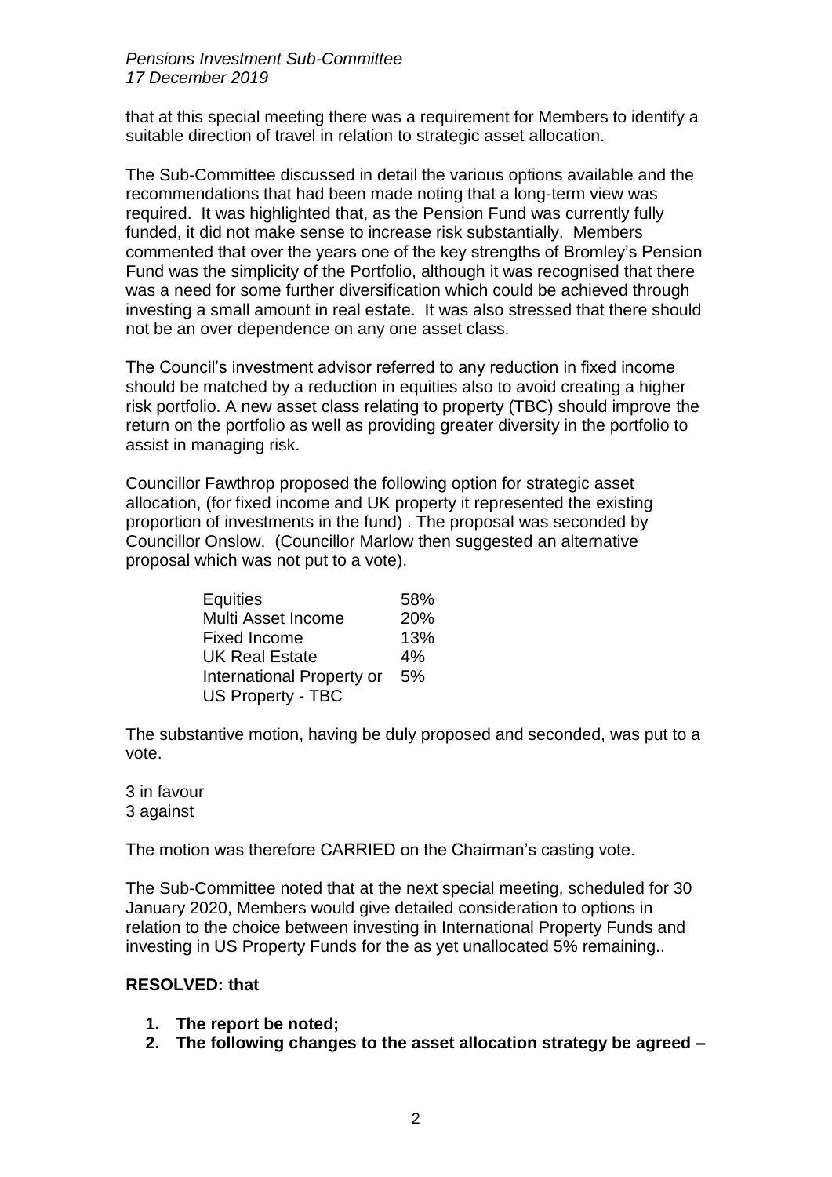that at this special meeting there was a requirement for Members to identify a suitable direction of travel in relation to strategic asset allocation.

The Sub-Committee discussed in detail the various options available and the recommendations that had been made noting that a long-term view was required. It was highlighted that, as the Pension Fund was currently fully funded, it did not make sense to increase risk substantially. Members commented that over the years one of the key strengths of Bromley's Pension Fund was the simplicity of the Portfolio, although it was recognised that there was a need for some further diversification which could be achieved through investing a small amount in real estate. It was also stressed that there should not be an over dependence on any one asset class.

The Council's investment advisor referred to any reduction in fixed income should be matched by a reduction in equities also to avoid creating a higher risk portfolio. A new asset class relating to property (TBC) should improve the return on the portfolio as well as providing greater diversity in the portfolio to assist in managing risk.

Councillor Fawthrop proposed the following option for strategic asset allocation, (for fixed income and UK property it represented the existing proportion of investments in the fund) . The proposal was seconded by Councillor Onslow. (Councillor Marlow then suggested an alternative proposal which was not put to a vote).

| | |
|---|---|
| Equities | 58% |
| Multi Asset Income | 20% |
| Fixed Income | 13% |
| UK Real Estate | 4% |
| International Property or US Property - TBC | 5% |

The substantive motion, having be duly proposed and seconded, was put to a vote.

3 in favour
3 against

The motion was therefore CARRIED on the Chairman's casting vote.

The Sub-Committee noted that at the next special meeting, scheduled for 30 January 2020, Members would give detailed consideration to options in relation to the choice between investing in International Property Funds and investing in US Property Funds for the as yet unallocated 5% remaining..

**RESOLVED: that**

1. **The report be noted;**
2. **The following changes to the asset allocation strategy be agreed –**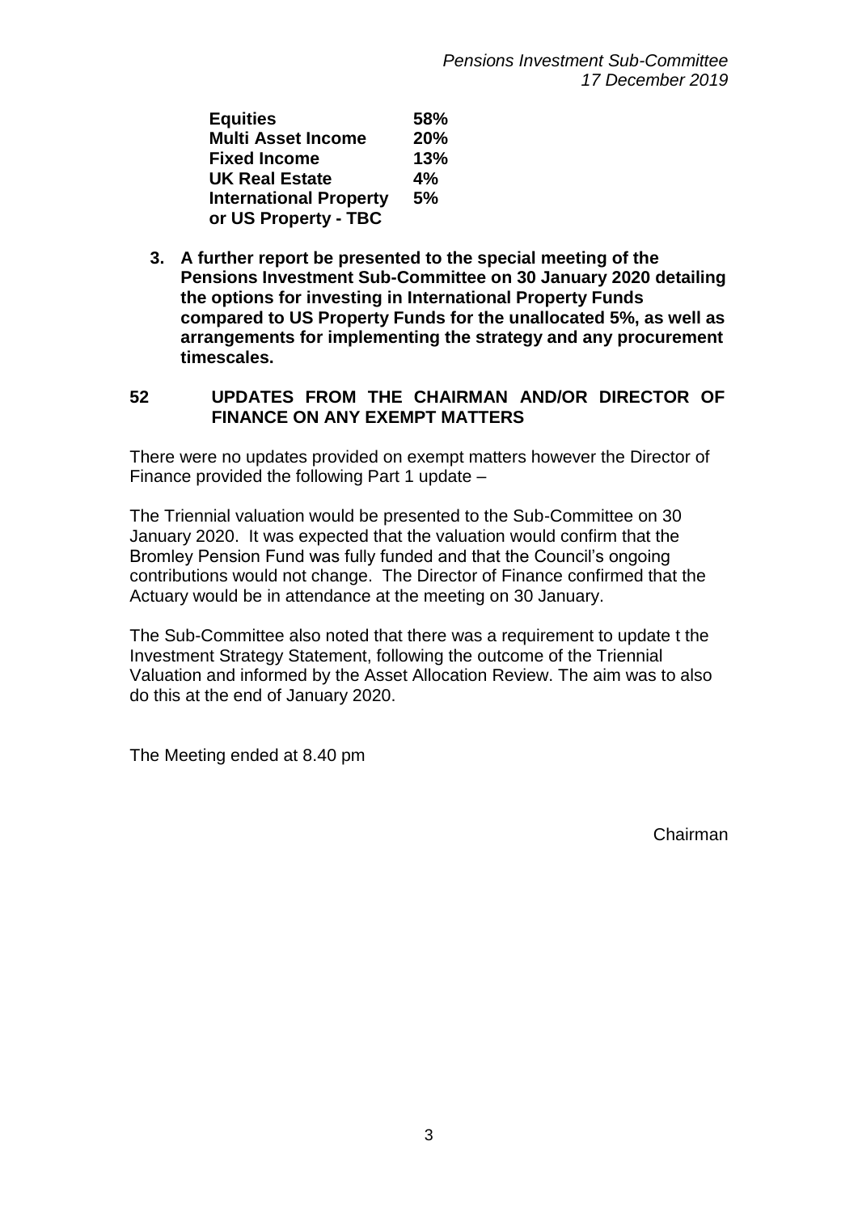| | |
|---|---|
| **Equities** | **58%** |
| **Multi Asset Income** | **20%** |
| **Fixed Income** | **13%** |
| **UK Real Estate** | **4%** |
| **International Property or US Property - TBC** | **5%** |

**3. A further report be presented to the special meeting of the Pensions Investment Sub-Committee on 30 January 2020 detailing the options for investing in International Property Funds compared to US Property Funds for the unallocated 5%, as well as arrangements for implementing the strategy and any procurement timescales.**

## 52 UPDATES FROM THE CHAIRMAN AND/OR DIRECTOR OF FINANCE ON ANY EXEMPT MATTERS

There were no updates provided on exempt matters however the Director of Finance provided the following Part 1 update –

The Triennial valuation would be presented to the Sub-Committee on 30 January 2020. It was expected that the valuation would confirm that the Bromley Pension Fund was fully funded and that the Council's ongoing contributions would not change. The Director of Finance confirmed that the Actuary would be in attendance at the meeting on 30 January.

The Sub-Committee also noted that there was a requirement to update t the Investment Strategy Statement, following the outcome of the Triennial Valuation and informed by the Asset Allocation Review. The aim was to also do this at the end of January 2020.

The Meeting ended at 8.40 pm

Chairman